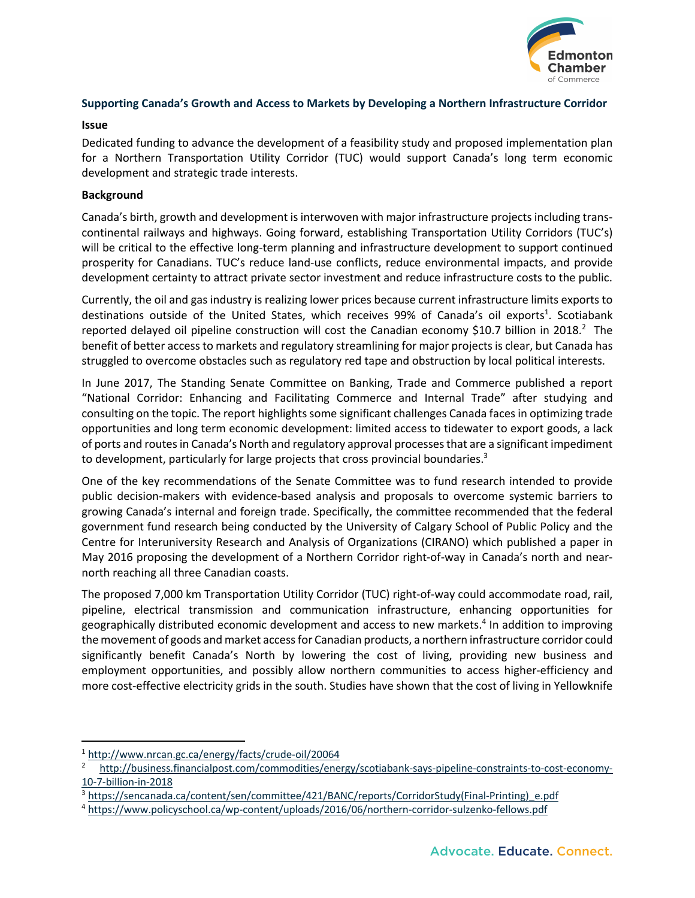**Supporting Canada's Growth and Access to Markets by Developing a Northern Infrastructure Corridor**

**Issue**

Dedicated funding to advance the development of a feasibility study and proposed implementation plan for a Northern Transportation Utility Corridor (TUC) would support Canada's long term economic development and strategic trade interests.

**Background**

Canada's birth, growth and development is interwoven with major infrastructure projects including trans-continental railways and highways. Going forward, establishing Transportation Utility Corridors (TUC's) will be critical to the effective long-term planning and infrastructure development to support continued prosperity for Canadians. TUC's reduce land-use conflicts, reduce environmental impacts, and provide development certainty to attract private sector investment and reduce infrastructure costs to the public.

Currently, the oil and gas industry is realizing lower prices because current infrastructure limits exports to destinations outside of the United States, which receives 99% of Canada's oil exports[1]. Scotiabank reported delayed oil pipeline construction will cost the Canadian economy $10.7 billion in 2018.[2] The benefit of better access to markets and regulatory streamlining for major projects is clear, but Canada has struggled to overcome obstacles such as regulatory red tape and obstruction by local political interests.

In June 2017, The Standing Senate Committee on Banking, Trade and Commerce published a report "National Corridor: Enhancing and Facilitating Commerce and Internal Trade" after studying and consulting on the topic. The report highlights some significant challenges Canada faces in optimizing trade opportunities and long term economic development: limited access to tidewater to export goods, a lack of ports and routes in Canada's North and regulatory approval processes that are a significant impediment to development, particularly for large projects that cross provincial boundaries.[3]

One of the key recommendations of the Senate Committee was to fund research intended to provide public decision-makers with evidence-based analysis and proposals to overcome systemic barriers to growing Canada's internal and foreign trade. Specifically, the committee recommended that the federal government fund research being conducted by the University of Calgary School of Public Policy and the Centre for Interuniversity Research and Analysis of Organizations (CIRANO) which published a paper in May 2016 proposing the development of a Northern Corridor right-of-way in Canada's north and near-north reaching all three Canadian coasts.

The proposed 7,000 km Transportation Utility Corridor (TUC) right-of-way could accommodate road, rail, pipeline, electrical transmission and communication infrastructure, enhancing opportunities for geographically distributed economic development and access to new markets.[4] In addition to improving the movement of goods and market access for Canadian products, a northern infrastructure corridor could significantly benefit Canada's North by lowering the cost of living, providing new business and employment opportunities, and possibly allow northern communities to access higher-efficiency and more cost-effective electricity grids in the south. Studies have shown that the cost of living in Yellowknife

---

[1] http://www.nrcan.gc.ca/energy/facts/crude-oil/20064

[2] http://business.financialpost.com/commodities/energy/scotiabank-says-pipeline-constraints-to-cost-economy-10-7-billion-in-2018

[3] https://sencanada.ca/content/sen/committee/421/BANC/reports/CorridorStudy(Final-Printing)_e.pdf

[4] https://www.policyschool.ca/wp-content/uploads/2016/06/northern-corridor-sulzenko-fellows.pdf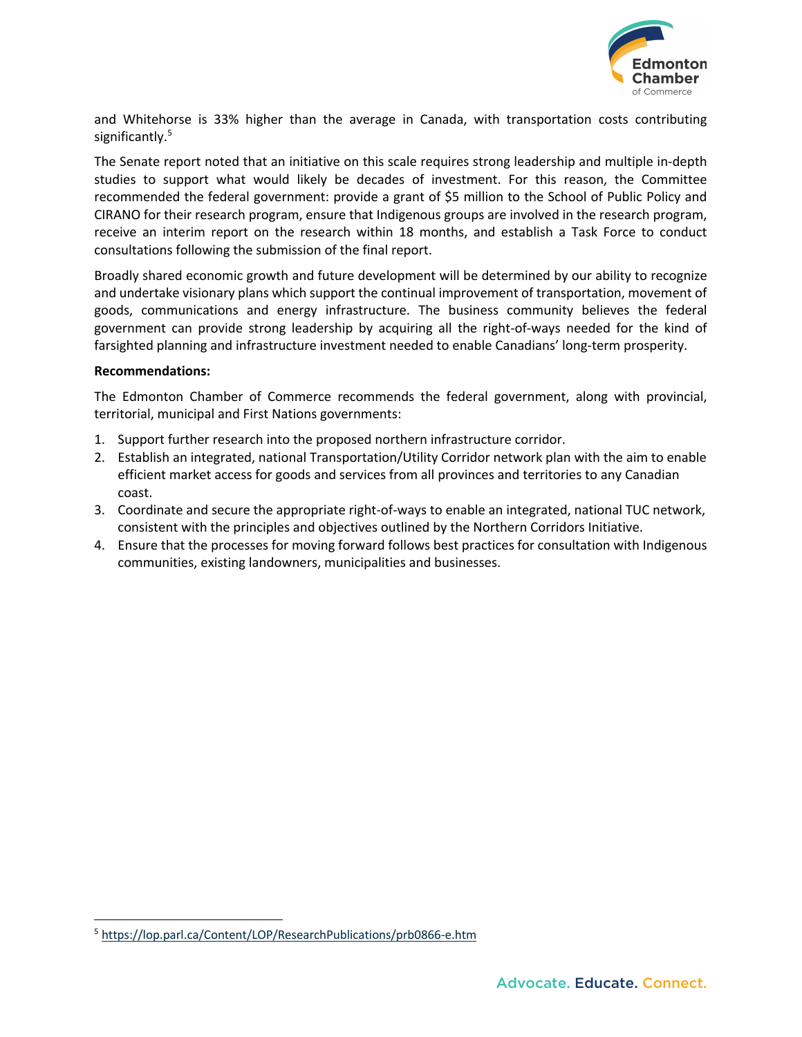and Whitehorse is 33% higher than the average in Canada, with transportation costs contributing significantly.[5]

The Senate report noted that an initiative on this scale requires strong leadership and multiple in-depth studies to support what would likely be decades of investment. For this reason, the Committee recommended the federal government: provide a grant of $5 million to the School of Public Policy and CIRANO for their research program, ensure that Indigenous groups are involved in the research program, receive an interim report on the research within 18 months, and establish a Task Force to conduct consultations following the submission of the final report.

Broadly shared economic growth and future development will be determined by our ability to recognize and undertake visionary plans which support the continual improvement of transportation, movement of goods, communications and energy infrastructure. The business community believes the federal government can provide strong leadership by acquiring all the right-of-ways needed for the kind of farsighted planning and infrastructure investment needed to enable Canadians' long-term prosperity.

**Recommendations:**

The Edmonton Chamber of Commerce recommends the federal government, along with provincial, territorial, municipal and First Nations governments:

1. Support further research into the proposed northern infrastructure corridor.
2. Establish an integrated, national Transportation/Utility Corridor network plan with the aim to enable efficient market access for goods and services from all provinces and territories to any Canadian coast.
3. Coordinate and secure the appropriate right-of-ways to enable an integrated, national TUC network, consistent with the principles and objectives outlined by the Northern Corridors Initiative.
4. Ensure that the processes for moving forward follows best practices for consultation with Indigenous communities, existing landowners, municipalities and businesses.

[5] https://lop.parl.ca/Content/LOP/ResearchPublications/prb0866-e.htm